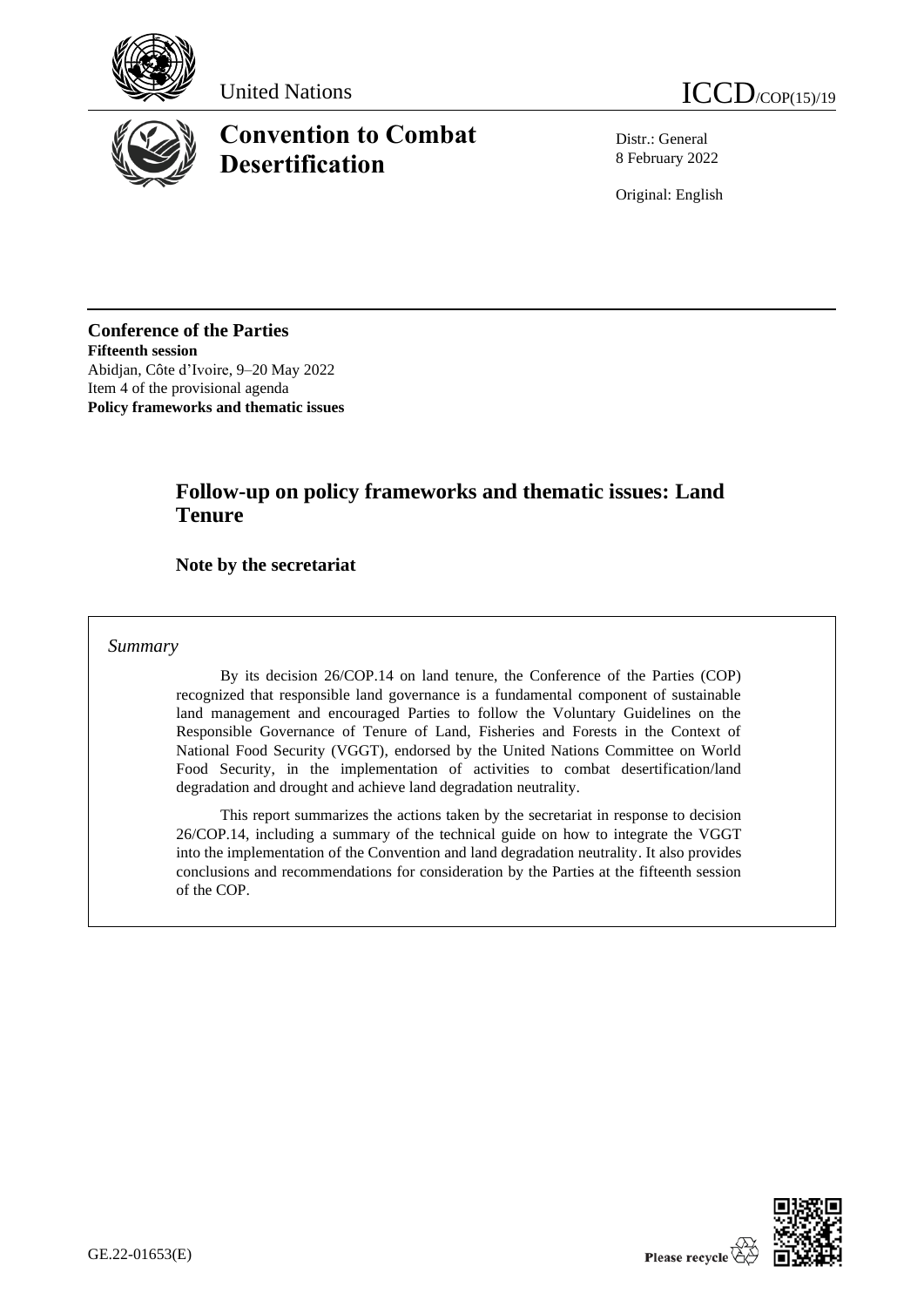United Nations

ICCD/COP(15)/19

# Convention to Combat Desertification

Distr.: General
8 February 2022

Original: English

**Conference of the Parties**
**Fifteenth session**
Abidjan, Côte d'Ivoire, 9–20 May 2022
Item 4 of the provisional agenda
**Policy frameworks and thematic issues**

## Follow-up on policy frameworks and thematic issues: Land Tenure

### Note by the secretariat

*Summary*

By its decision 26/COP.14 on land tenure, the Conference of the Parties (COP) recognized that responsible land governance is a fundamental component of sustainable land management and encouraged Parties to follow the Voluntary Guidelines on the Responsible Governance of Tenure of Land, Fisheries and Forests in the Context of National Food Security (VGGT), endorsed by the United Nations Committee on World Food Security, in the implementation of activities to combat desertification/land degradation and drought and achieve land degradation neutrality.

This report summarizes the actions taken by the secretariat in response to decision 26/COP.14, including a summary of the technical guide on how to integrate the VGGT into the implementation of the Convention and land degradation neutrality. It also provides conclusions and recommendations for consideration by the Parties at the fifteenth session of the COP.

GE.22-01653(E)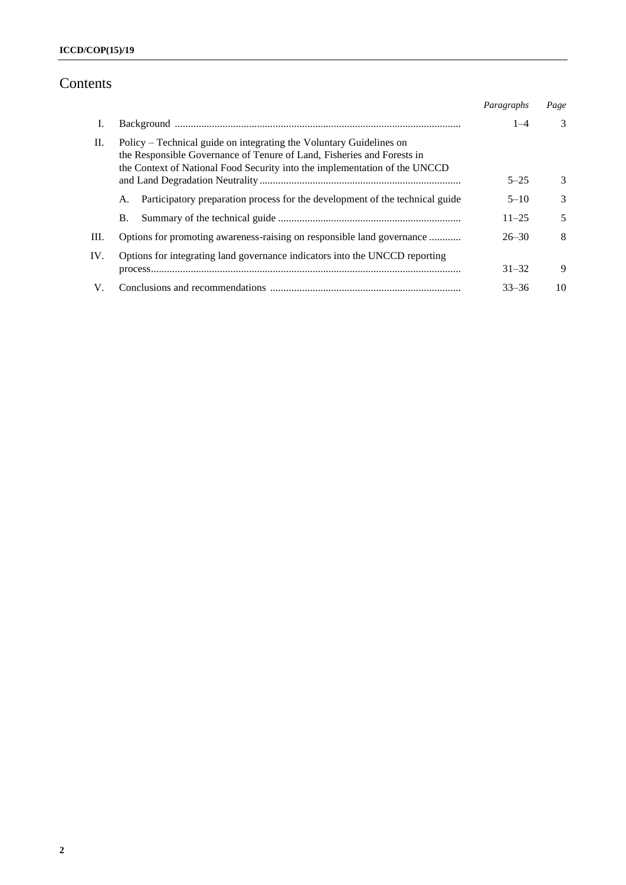# Contents

| | | *Paragraphs* | *Page* |
|---|---|---|---|
| I. | Background | 1–4 | 3 |
| II. | Policy – Technical guide on integrating the Voluntary Guidelines on the Responsible Governance of Tenure of Land, Fisheries and Forests in the Context of National Food Security into the implementation of the UNCCD and Land Degradation Neutrality | 5–25 | 3 |
| | A. Participatory preparation process for the development of the technical guide | 5–10 | 3 |
| | B. Summary of the technical guide | 11–25 | 5 |
| III. | Options for promoting awareness-raising on responsible land governance | 26–30 | 8 |
| IV. | Options for integrating land governance indicators into the UNCCD reporting process | 31–32 | 9 |
| V. | Conclusions and recommendations | 33–36 | 10 |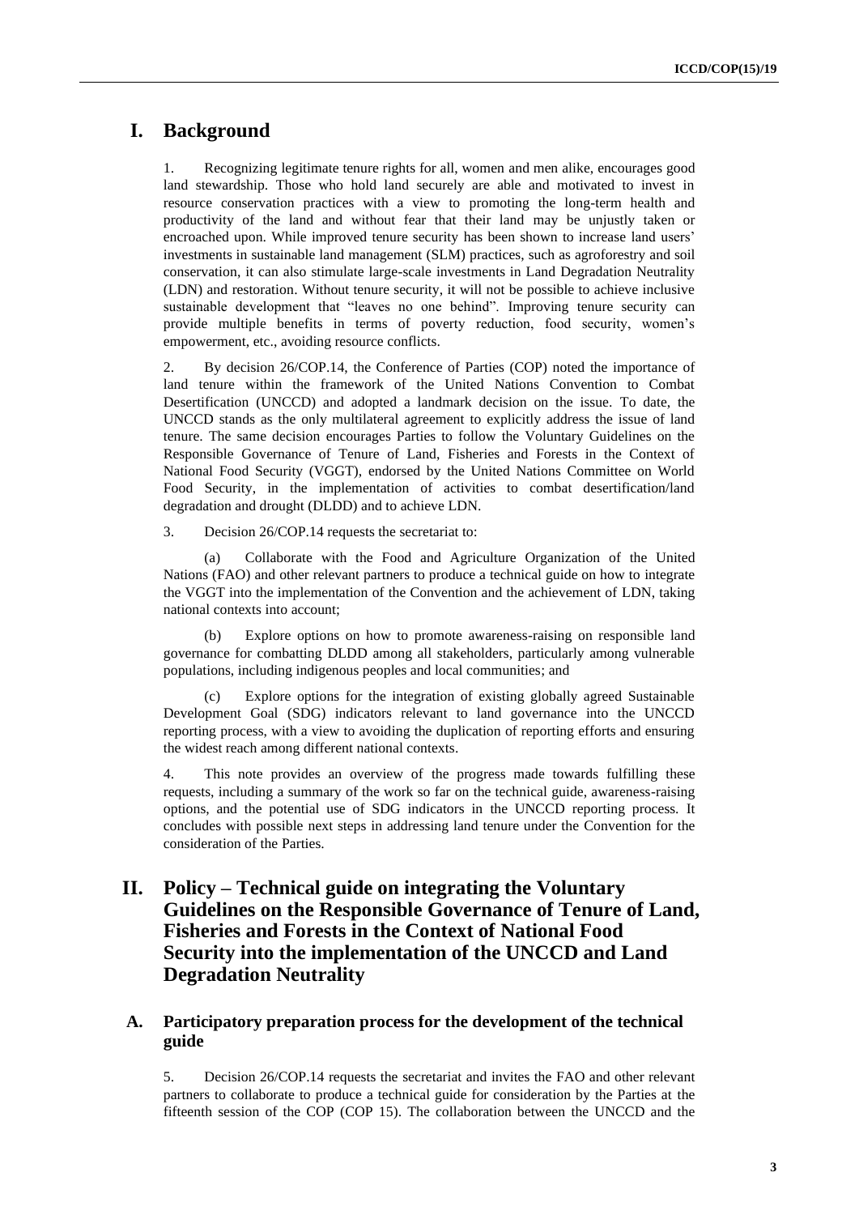# I. Background

1. Recognizing legitimate tenure rights for all, women and men alike, encourages good land stewardship. Those who hold land securely are able and motivated to invest in resource conservation practices with a view to promoting the long-term health and productivity of the land and without fear that their land may be unjustly taken or encroached upon. While improved tenure security has been shown to increase land users' investments in sustainable land management (SLM) practices, such as agroforestry and soil conservation, it can also stimulate large-scale investments in Land Degradation Neutrality (LDN) and restoration. Without tenure security, it will not be possible to achieve inclusive sustainable development that "leaves no one behind". Improving tenure security can provide multiple benefits in terms of poverty reduction, food security, women's empowerment, etc., avoiding resource conflicts.

2. By decision 26/COP.14, the Conference of Parties (COP) noted the importance of land tenure within the framework of the United Nations Convention to Combat Desertification (UNCCD) and adopted a landmark decision on the issue. To date, the UNCCD stands as the only multilateral agreement to explicitly address the issue of land tenure. The same decision encourages Parties to follow the Voluntary Guidelines on the Responsible Governance of Tenure of Land, Fisheries and Forests in the Context of National Food Security (VGGT), endorsed by the United Nations Committee on World Food Security, in the implementation of activities to combat desertification/land degradation and drought (DLDD) and to achieve LDN.

3. Decision 26/COP.14 requests the secretariat to:

(a) Collaborate with the Food and Agriculture Organization of the United Nations (FAO) and other relevant partners to produce a technical guide on how to integrate the VGGT into the implementation of the Convention and the achievement of LDN, taking national contexts into account;

(b) Explore options on how to promote awareness-raising on responsible land governance for combatting DLDD among all stakeholders, particularly among vulnerable populations, including indigenous peoples and local communities; and

(c) Explore options for the integration of existing globally agreed Sustainable Development Goal (SDG) indicators relevant to land governance into the UNCCD reporting process, with a view to avoiding the duplication of reporting efforts and ensuring the widest reach among different national contexts.

4. This note provides an overview of the progress made towards fulfilling these requests, including a summary of the work so far on the technical guide, awareness-raising options, and the potential use of SDG indicators in the UNCCD reporting process. It concludes with possible next steps in addressing land tenure under the Convention for the consideration of the Parties.

# II. Policy – Technical guide on integrating the Voluntary Guidelines on the Responsible Governance of Tenure of Land, Fisheries and Forests in the Context of National Food Security into the implementation of the UNCCD and Land Degradation Neutrality

## A. Participatory preparation process for the development of the technical guide

5. Decision 26/COP.14 requests the secretariat and invites the FAO and other relevant partners to collaborate to produce a technical guide for consideration by the Parties at the fifteenth session of the COP (COP 15). The collaboration between the UNCCD and the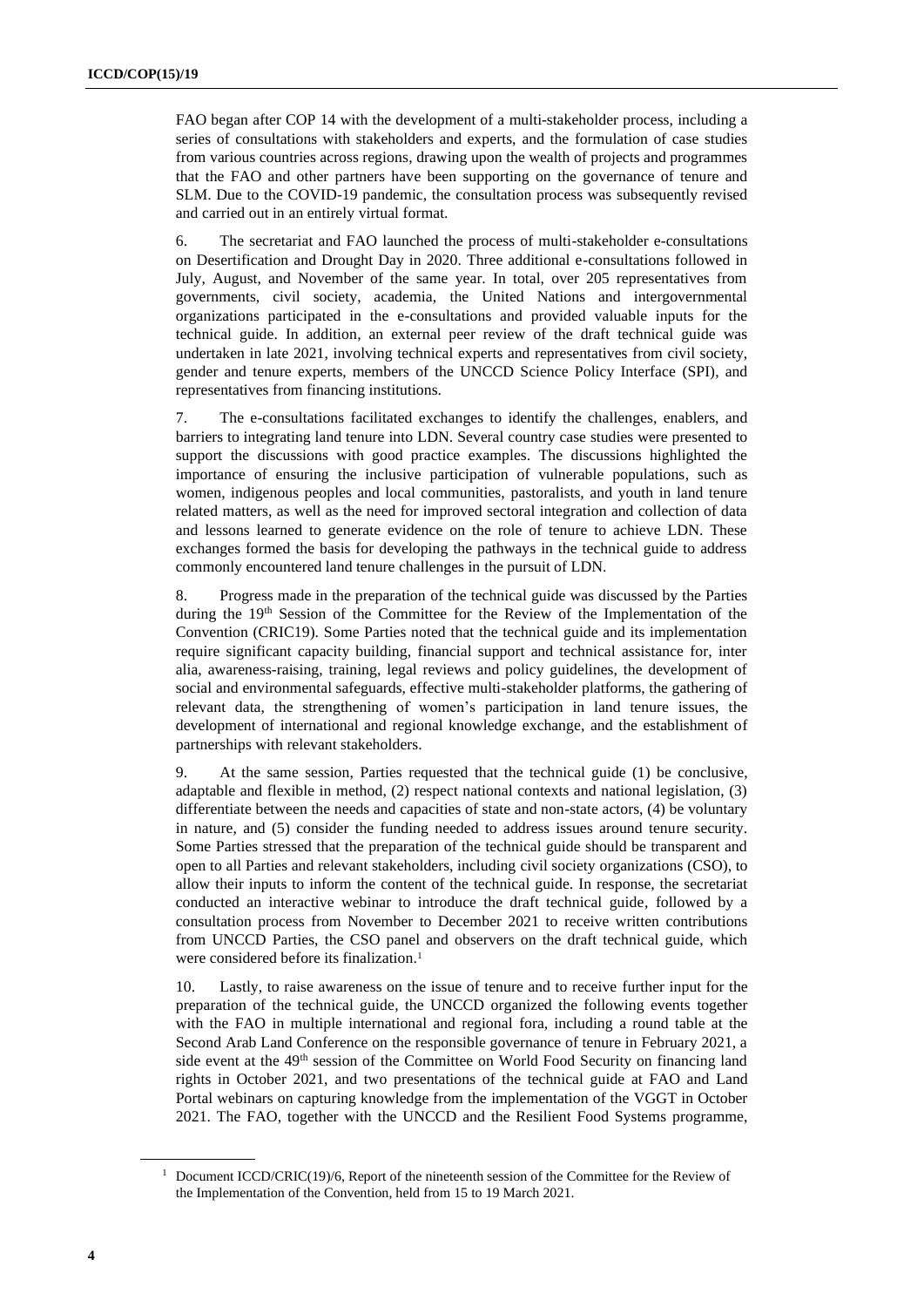FAO began after COP 14 with the development of a multi-stakeholder process, including a series of consultations with stakeholders and experts, and the formulation of case studies from various countries across regions, drawing upon the wealth of projects and programmes that the FAO and other partners have been supporting on the governance of tenure and SLM. Due to the COVID-19 pandemic, the consultation process was subsequently revised and carried out in an entirely virtual format.

6. The secretariat and FAO launched the process of multi-stakeholder e-consultations on Desertification and Drought Day in 2020. Three additional e-consultations followed in July, August, and November of the same year. In total, over 205 representatives from governments, civil society, academia, the United Nations and intergovernmental organizations participated in the e-consultations and provided valuable inputs for the technical guide. In addition, an external peer review of the draft technical guide was undertaken in late 2021, involving technical experts and representatives from civil society, gender and tenure experts, members of the UNCCD Science Policy Interface (SPI), and representatives from financing institutions.

7. The e-consultations facilitated exchanges to identify the challenges, enablers, and barriers to integrating land tenure into LDN. Several country case studies were presented to support the discussions with good practice examples. The discussions highlighted the importance of ensuring the inclusive participation of vulnerable populations, such as women, indigenous peoples and local communities, pastoralists, and youth in land tenure related matters, as well as the need for improved sectoral integration and collection of data and lessons learned to generate evidence on the role of tenure to achieve LDN. These exchanges formed the basis for developing the pathways in the technical guide to address commonly encountered land tenure challenges in the pursuit of LDN.

8. Progress made in the preparation of the technical guide was discussed by the Parties during the 19th Session of the Committee for the Review of the Implementation of the Convention (CRIC19). Some Parties noted that the technical guide and its implementation require significant capacity building, financial support and technical assistance for, inter alia, awareness-raising, training, legal reviews and policy guidelines, the development of social and environmental safeguards, effective multi-stakeholder platforms, the gathering of relevant data, the strengthening of women's participation in land tenure issues, the development of international and regional knowledge exchange, and the establishment of partnerships with relevant stakeholders.

9. At the same session, Parties requested that the technical guide (1) be conclusive, adaptable and flexible in method, (2) respect national contexts and national legislation, (3) differentiate between the needs and capacities of state and non-state actors, (4) be voluntary in nature, and (5) consider the funding needed to address issues around tenure security. Some Parties stressed that the preparation of the technical guide should be transparent and open to all Parties and relevant stakeholders, including civil society organizations (CSO), to allow their inputs to inform the content of the technical guide. In response, the secretariat conducted an interactive webinar to introduce the draft technical guide, followed by a consultation process from November to December 2021 to receive written contributions from UNCCD Parties, the CSO panel and observers on the draft technical guide, which were considered before its finalization.[1]

10. Lastly, to raise awareness on the issue of tenure and to receive further input for the preparation of the technical guide, the UNCCD organized the following events together with the FAO in multiple international and regional fora, including a round table at the Second Arab Land Conference on the responsible governance of tenure in February 2021, a side event at the 49th session of the Committee on World Food Security on financing land rights in October 2021, and two presentations of the technical guide at FAO and Land Portal webinars on capturing knowledge from the implementation of the VGGT in October 2021. The FAO, together with the UNCCD and the Resilient Food Systems programme,

[1] Document ICCD/CRIC(19)/6, Report of the nineteenth session of the Committee for the Review of the Implementation of the Convention, held from 15 to 19 March 2021.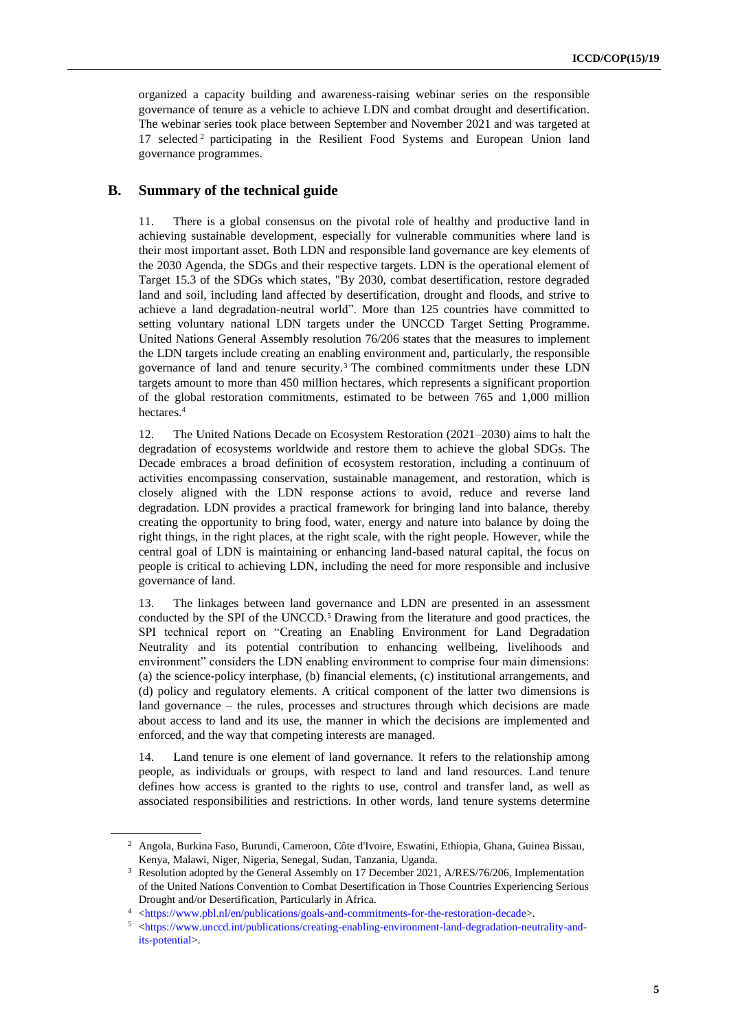organized a capacity building and awareness-raising webinar series on the responsible governance of tenure as a vehicle to achieve LDN and combat drought and desertification. The webinar series took place between September and November 2021 and was targeted at 17 selected[2] participating in the Resilient Food Systems and European Union land governance programmes.

## B. Summary of the technical guide

11. There is a global consensus on the pivotal role of healthy and productive land in achieving sustainable development, especially for vulnerable communities where land is their most important asset. Both LDN and responsible land governance are key elements of the 2030 Agenda, the SDGs and their respective targets. LDN is the operational element of Target 15.3 of the SDGs which states, "By 2030, combat desertification, restore degraded land and soil, including land affected by desertification, drought and floods, and strive to achieve a land degradation-neutral world". More than 125 countries have committed to setting voluntary national LDN targets under the UNCCD Target Setting Programme. United Nations General Assembly resolution 76/206 states that the measures to implement the LDN targets include creating an enabling environment and, particularly, the responsible governance of land and tenure security.[3] The combined commitments under these LDN targets amount to more than 450 million hectares, which represents a significant proportion of the global restoration commitments, estimated to be between 765 and 1,000 million hectares.[4]

12. The United Nations Decade on Ecosystem Restoration (2021–2030) aims to halt the degradation of ecosystems worldwide and restore them to achieve the global SDGs. The Decade embraces a broad definition of ecosystem restoration, including a continuum of activities encompassing conservation, sustainable management, and restoration, which is closely aligned with the LDN response actions to avoid, reduce and reverse land degradation. LDN provides a practical framework for bringing land into balance, thereby creating the opportunity to bring food, water, energy and nature into balance by doing the right things, in the right places, at the right scale, with the right people. However, while the central goal of LDN is maintaining or enhancing land-based natural capital, the focus on people is critical to achieving LDN, including the need for more responsible and inclusive governance of land.

13. The linkages between land governance and LDN are presented in an assessment conducted by the SPI of the UNCCD.[5] Drawing from the literature and good practices, the SPI technical report on "Creating an Enabling Environment for Land Degradation Neutrality and its potential contribution to enhancing wellbeing, livelihoods and environment" considers the LDN enabling environment to comprise four main dimensions: (a) the science-policy interphase, (b) financial elements, (c) institutional arrangements, and (d) policy and regulatory elements. A critical component of the latter two dimensions is land governance – the rules, processes and structures through which decisions are made about access to land and its use, the manner in which the decisions are implemented and enforced, and the way that competing interests are managed.

14. Land tenure is one element of land governance. It refers to the relationship among people, as individuals or groups, with respect to land and land resources. Land tenure defines how access is granted to the rights to use, control and transfer land, as well as associated responsibilities and restrictions. In other words, land tenure systems determine

---

[2] Angola, Burkina Faso, Burundi, Cameroon, Côte d'Ivoire, Eswatini, Ethiopia, Ghana, Guinea Bissau, Kenya, Malawi, Niger, Nigeria, Senegal, Sudan, Tanzania, Uganda.

[3] Resolution adopted by the General Assembly on 17 December 2021, A/RES/76/206, Implementation of the United Nations Convention to Combat Desertification in Those Countries Experiencing Serious Drought and/or Desertification, Particularly in Africa.

[4] <https://www.pbl.nl/en/publications/goals-and-commitments-for-the-restoration-decade>.

[5] <https://www.unccd.int/publications/creating-enabling-environment-land-degradation-neutrality-and-its-potential>.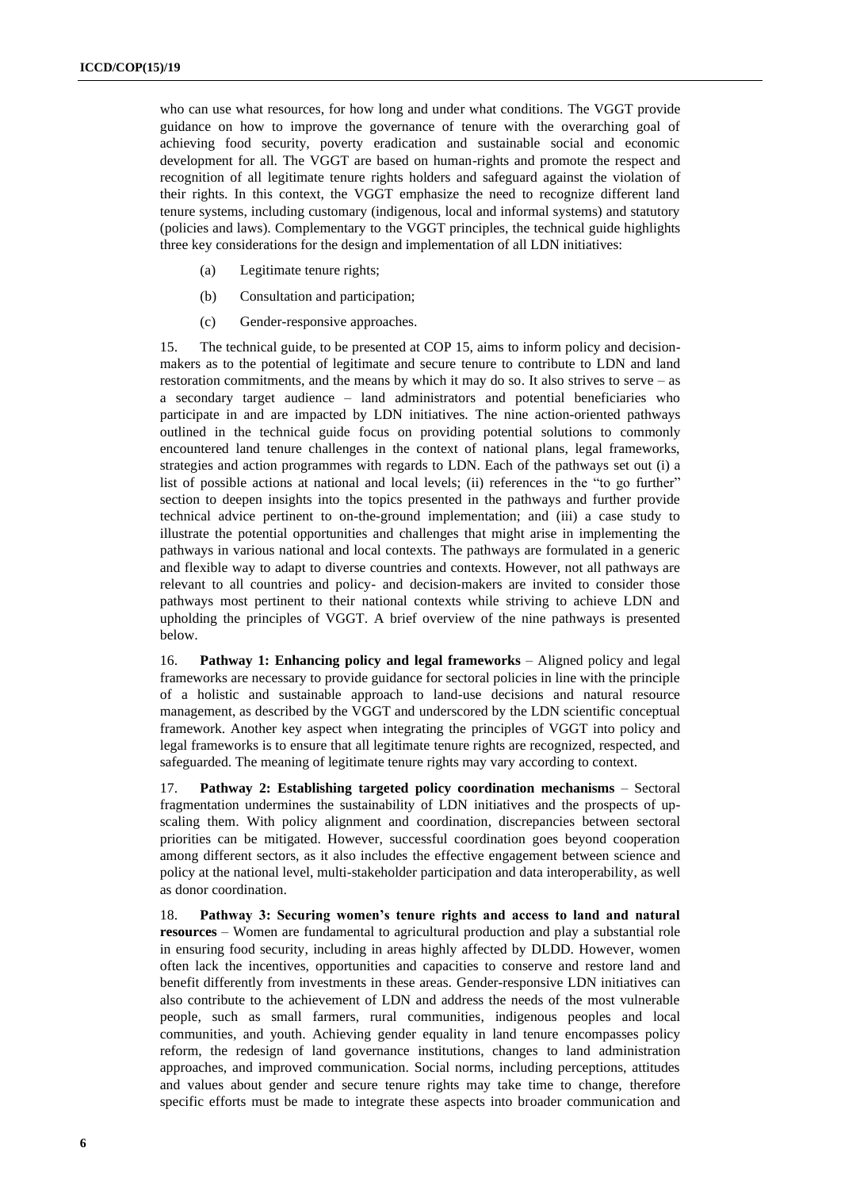who can use what resources, for how long and under what conditions. The VGGT provide guidance on how to improve the governance of tenure with the overarching goal of achieving food security, poverty eradication and sustainable social and economic development for all. The VGGT are based on human-rights and promote the respect and recognition of all legitimate tenure rights holders and safeguard against the violation of their rights. In this context, the VGGT emphasize the need to recognize different land tenure systems, including customary (indigenous, local and informal systems) and statutory (policies and laws). Complementary to the VGGT principles, the technical guide highlights three key considerations for the design and implementation of all LDN initiatives:

(a) Legitimate tenure rights;

(b) Consultation and participation;

(c) Gender-responsive approaches.

15. The technical guide, to be presented at COP 15, aims to inform policy and decision-makers as to the potential of legitimate and secure tenure to contribute to LDN and land restoration commitments, and the means by which it may do so. It also strives to serve – as a secondary target audience – land administrators and potential beneficiaries who participate in and are impacted by LDN initiatives. The nine action-oriented pathways outlined in the technical guide focus on providing potential solutions to commonly encountered land tenure challenges in the context of national plans, legal frameworks, strategies and action programmes with regards to LDN. Each of the pathways set out (i) a list of possible actions at national and local levels; (ii) references in the "to go further" section to deepen insights into the topics presented in the pathways and further provide technical advice pertinent to on-the-ground implementation; and (iii) a case study to illustrate the potential opportunities and challenges that might arise in implementing the pathways in various national and local contexts. The pathways are formulated in a generic and flexible way to adapt to diverse countries and contexts. However, not all pathways are relevant to all countries and policy- and decision-makers are invited to consider those pathways most pertinent to their national contexts while striving to achieve LDN and upholding the principles of VGGT. A brief overview of the nine pathways is presented below.

16. **Pathway 1: Enhancing policy and legal frameworks** – Aligned policy and legal frameworks are necessary to provide guidance for sectoral policies in line with the principle of a holistic and sustainable approach to land-use decisions and natural resource management, as described by the VGGT and underscored by the LDN scientific conceptual framework. Another key aspect when integrating the principles of VGGT into policy and legal frameworks is to ensure that all legitimate tenure rights are recognized, respected, and safeguarded. The meaning of legitimate tenure rights may vary according to context.

17. **Pathway 2: Establishing targeted policy coordination mechanisms** – Sectoral fragmentation undermines the sustainability of LDN initiatives and the prospects of up-scaling them. With policy alignment and coordination, discrepancies between sectoral priorities can be mitigated. However, successful coordination goes beyond cooperation among different sectors, as it also includes the effective engagement between science and policy at the national level, multi-stakeholder participation and data interoperability, as well as donor coordination.

18. **Pathway 3: Securing women's tenure rights and access to land and natural resources** – Women are fundamental to agricultural production and play a substantial role in ensuring food security, including in areas highly affected by DLDD. However, women often lack the incentives, opportunities and capacities to conserve and restore land and benefit differently from investments in these areas. Gender-responsive LDN initiatives can also contribute to the achievement of LDN and address the needs of the most vulnerable people, such as small farmers, rural communities, indigenous peoples and local communities, and youth. Achieving gender equality in land tenure encompasses policy reform, the redesign of land governance institutions, changes to land administration approaches, and improved communication. Social norms, including perceptions, attitudes and values about gender and secure tenure rights may take time to change, therefore specific efforts must be made to integrate these aspects into broader communication and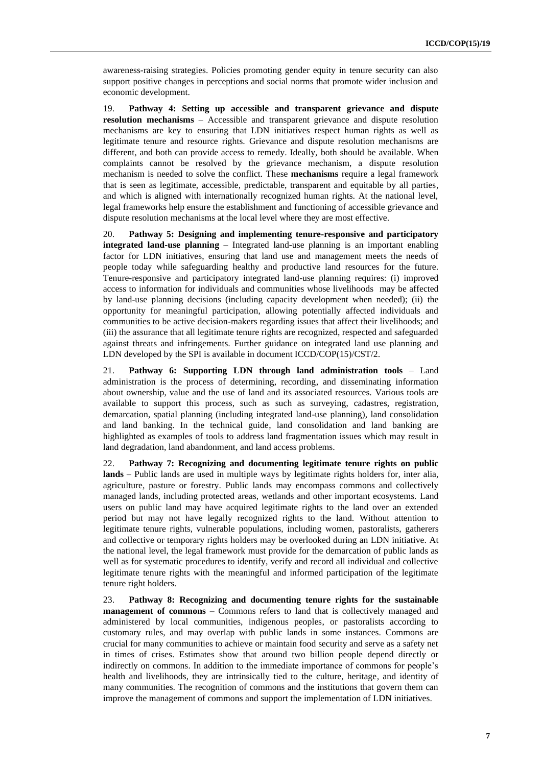awareness-raising strategies. Policies promoting gender equity in tenure security can also support positive changes in perceptions and social norms that promote wider inclusion and economic development.

19. **Pathway 4: Setting up accessible and transparent grievance and dispute resolution mechanisms** – Accessible and transparent grievance and dispute resolution mechanisms are key to ensuring that LDN initiatives respect human rights as well as legitimate tenure and resource rights. Grievance and dispute resolution mechanisms are different, and both can provide access to remedy. Ideally, both should be available. When complaints cannot be resolved by the grievance mechanism, a dispute resolution mechanism is needed to solve the conflict. These **mechanisms** require a legal framework that is seen as legitimate, accessible, predictable, transparent and equitable by all parties, and which is aligned with internationally recognized human rights. At the national level, legal frameworks help ensure the establishment and functioning of accessible grievance and dispute resolution mechanisms at the local level where they are most effective.

20. **Pathway 5: Designing and implementing tenure-responsive and participatory integrated land-use planning** – Integrated land-use planning is an important enabling factor for LDN initiatives, ensuring that land use and management meets the needs of people today while safeguarding healthy and productive land resources for the future. Tenure-responsive and participatory integrated land-use planning requires: (i) improved access to information for individuals and communities whose livelihoods may be affected by land-use planning decisions (including capacity development when needed); (ii) the opportunity for meaningful participation, allowing potentially affected individuals and communities to be active decision-makers regarding issues that affect their livelihoods; and (iii) the assurance that all legitimate tenure rights are recognized, respected and safeguarded against threats and infringements. Further guidance on integrated land use planning and LDN developed by the SPI is available in document ICCD/COP(15)/CST/2.

21. **Pathway 6: Supporting LDN through land administration tools** – Land administration is the process of determining, recording, and disseminating information about ownership, value and the use of land and its associated resources. Various tools are available to support this process, such as such as surveying, cadastres, registration, demarcation, spatial planning (including integrated land-use planning), land consolidation and land banking. In the technical guide, land consolidation and land banking are highlighted as examples of tools to address land fragmentation issues which may result in land degradation, land abandonment, and land access problems.

22. **Pathway 7: Recognizing and documenting legitimate tenure rights on public lands** – Public lands are used in multiple ways by legitimate rights holders for, inter alia, agriculture, pasture or forestry. Public lands may encompass commons and collectively managed lands, including protected areas, wetlands and other important ecosystems. Land users on public land may have acquired legitimate rights to the land over an extended period but may not have legally recognized rights to the land. Without attention to legitimate tenure rights, vulnerable populations, including women, pastoralists, gatherers and collective or temporary rights holders may be overlooked during an LDN initiative. At the national level, the legal framework must provide for the demarcation of public lands as well as for systematic procedures to identify, verify and record all individual and collective legitimate tenure rights with the meaningful and informed participation of the legitimate tenure right holders.

23. **Pathway 8: Recognizing and documenting tenure rights for the sustainable management of commons** – Commons refers to land that is collectively managed and administered by local communities, indigenous peoples, or pastoralists according to customary rules, and may overlap with public lands in some instances. Commons are crucial for many communities to achieve or maintain food security and serve as a safety net in times of crises. Estimates show that around two billion people depend directly or indirectly on commons. In addition to the immediate importance of commons for people's health and livelihoods, they are intrinsically tied to the culture, heritage, and identity of many communities. The recognition of commons and the institutions that govern them can improve the management of commons and support the implementation of LDN initiatives.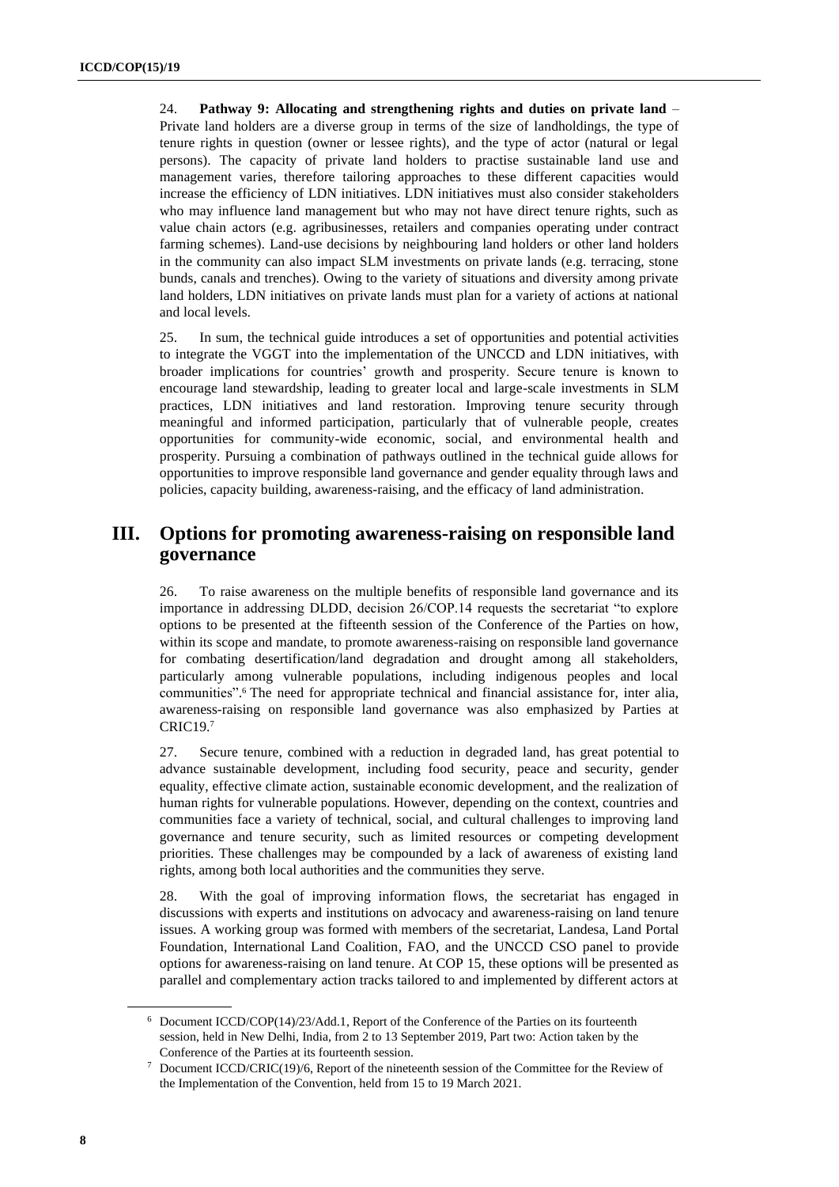24. **Pathway 9: Allocating and strengthening rights and duties on private land** – Private land holders are a diverse group in terms of the size of landholdings, the type of tenure rights in question (owner or lessee rights), and the type of actor (natural or legal persons). The capacity of private land holders to practise sustainable land use and management varies, therefore tailoring approaches to these different capacities would increase the efficiency of LDN initiatives. LDN initiatives must also consider stakeholders who may influence land management but who may not have direct tenure rights, such as value chain actors (e.g. agribusinesses, retailers and companies operating under contract farming schemes). Land-use decisions by neighbouring land holders or other land holders in the community can also impact SLM investments on private lands (e.g. terracing, stone bunds, canals and trenches). Owing to the variety of situations and diversity among private land holders, LDN initiatives on private lands must plan for a variety of actions at national and local levels.

25. In sum, the technical guide introduces a set of opportunities and potential activities to integrate the VGGT into the implementation of the UNCCD and LDN initiatives, with broader implications for countries' growth and prosperity. Secure tenure is known to encourage land stewardship, leading to greater local and large-scale investments in SLM practices, LDN initiatives and land restoration. Improving tenure security through meaningful and informed participation, particularly that of vulnerable people, creates opportunities for community-wide economic, social, and environmental health and prosperity. Pursuing a combination of pathways outlined in the technical guide allows for opportunities to improve responsible land governance and gender equality through laws and policies, capacity building, awareness-raising, and the efficacy of land administration.

# III. Options for promoting awareness-raising on responsible land governance

26. To raise awareness on the multiple benefits of responsible land governance and its importance in addressing DLDD, decision 26/COP.14 requests the secretariat "to explore options to be presented at the fifteenth session of the Conference of the Parties on how, within its scope and mandate, to promote awareness-raising on responsible land governance for combating desertification/land degradation and drought among all stakeholders, particularly among vulnerable populations, including indigenous peoples and local communities".[6] The need for appropriate technical and financial assistance for, inter alia, awareness-raising on responsible land governance was also emphasized by Parties at CRIC19.[7]

27. Secure tenure, combined with a reduction in degraded land, has great potential to advance sustainable development, including food security, peace and security, gender equality, effective climate action, sustainable economic development, and the realization of human rights for vulnerable populations. However, depending on the context, countries and communities face a variety of technical, social, and cultural challenges to improving land governance and tenure security, such as limited resources or competing development priorities. These challenges may be compounded by a lack of awareness of existing land rights, among both local authorities and the communities they serve.

28. With the goal of improving information flows, the secretariat has engaged in discussions with experts and institutions on advocacy and awareness-raising on land tenure issues. A working group was formed with members of the secretariat, Landesa, Land Portal Foundation, International Land Coalition, FAO, and the UNCCD CSO panel to provide options for awareness-raising on land tenure. At COP 15, these options will be presented as parallel and complementary action tracks tailored to and implemented by different actors at

[6] Document ICCD/COP(14)/23/Add.1, Report of the Conference of the Parties on its fourteenth session, held in New Delhi, India, from 2 to 13 September 2019, Part two: Action taken by the Conference of the Parties at its fourteenth session.

[7] Document ICCD/CRIC(19)/6, Report of the nineteenth session of the Committee for the Review of the Implementation of the Convention, held from 15 to 19 March 2021.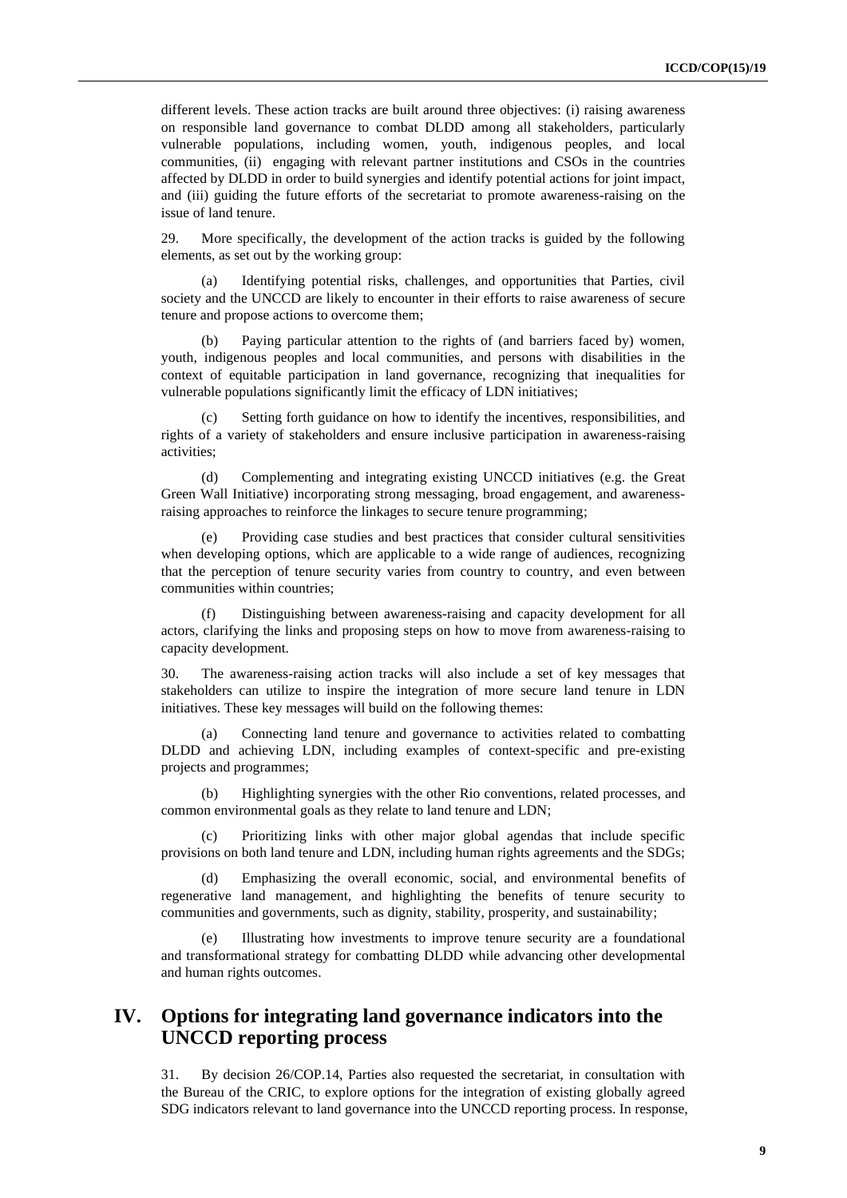different levels. These action tracks are built around three objectives: (i) raising awareness on responsible land governance to combat DLDD among all stakeholders, particularly vulnerable populations, including women, youth, indigenous peoples, and local communities, (ii) engaging with relevant partner institutions and CSOs in the countries affected by DLDD in order to build synergies and identify potential actions for joint impact, and (iii) guiding the future efforts of the secretariat to promote awareness-raising on the issue of land tenure.

29. More specifically, the development of the action tracks is guided by the following elements, as set out by the working group:

(a) Identifying potential risks, challenges, and opportunities that Parties, civil society and the UNCCD are likely to encounter in their efforts to raise awareness of secure tenure and propose actions to overcome them;

(b) Paying particular attention to the rights of (and barriers faced by) women, youth, indigenous peoples and local communities, and persons with disabilities in the context of equitable participation in land governance, recognizing that inequalities for vulnerable populations significantly limit the efficacy of LDN initiatives;

(c) Setting forth guidance on how to identify the incentives, responsibilities, and rights of a variety of stakeholders and ensure inclusive participation in awareness-raising activities;

(d) Complementing and integrating existing UNCCD initiatives (e.g. the Great Green Wall Initiative) incorporating strong messaging, broad engagement, and awareness-raising approaches to reinforce the linkages to secure tenure programming;

(e) Providing case studies and best practices that consider cultural sensitivities when developing options, which are applicable to a wide range of audiences, recognizing that the perception of tenure security varies from country to country, and even between communities within countries;

(f) Distinguishing between awareness-raising and capacity development for all actors, clarifying the links and proposing steps on how to move from awareness-raising to capacity development.

30. The awareness-raising action tracks will also include a set of key messages that stakeholders can utilize to inspire the integration of more secure land tenure in LDN initiatives. These key messages will build on the following themes:

(a) Connecting land tenure and governance to activities related to combatting DLDD and achieving LDN, including examples of context-specific and pre-existing projects and programmes;

(b) Highlighting synergies with the other Rio conventions, related processes, and common environmental goals as they relate to land tenure and LDN;

(c) Prioritizing links with other major global agendas that include specific provisions on both land tenure and LDN, including human rights agreements and the SDGs;

(d) Emphasizing the overall economic, social, and environmental benefits of regenerative land management, and highlighting the benefits of tenure security to communities and governments, such as dignity, stability, prosperity, and sustainability;

(e) Illustrating how investments to improve tenure security are a foundational and transformational strategy for combatting DLDD while advancing other developmental and human rights outcomes.

## IV. Options for integrating land governance indicators into the UNCCD reporting process

31. By decision 26/COP.14, Parties also requested the secretariat, in consultation with the Bureau of the CRIC, to explore options for the integration of existing globally agreed SDG indicators relevant to land governance into the UNCCD reporting process. In response,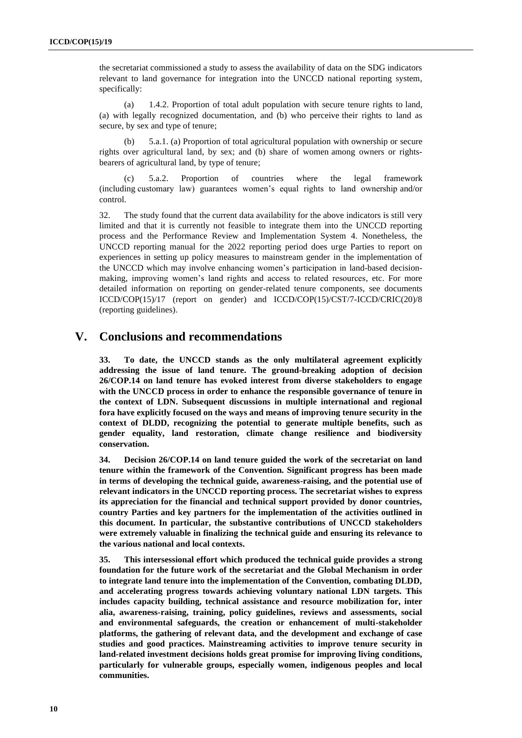the secretariat commissioned a study to assess the availability of data on the SDG indicators relevant to land governance for integration into the UNCCD national reporting system, specifically:

(a) 1.4.2. Proportion of total adult population with secure tenure rights to land, (a) with legally recognized documentation, and (b) who perceive their rights to land as secure, by sex and type of tenure;

(b) 5.a.1. (a) Proportion of total agricultural population with ownership or secure rights over agricultural land, by sex; and (b) share of women among owners or rights-bearers of agricultural land, by type of tenure;

(c) 5.a.2. Proportion of countries where the legal framework (including customary law) guarantees women's equal rights to land ownership and/or control.

32. The study found that the current data availability for the above indicators is still very limited and that it is currently not feasible to integrate them into the UNCCD reporting process and the Performance Review and Implementation System 4. Nonetheless, the UNCCD reporting manual for the 2022 reporting period does urge Parties to report on experiences in setting up policy measures to mainstream gender in the implementation of the UNCCD which may involve enhancing women's participation in land-based decision-making, improving women's land rights and access to related resources, etc. For more detailed information on reporting on gender-related tenure components, see documents ICCD/COP(15)/17 (report on gender) and ICCD/COP(15)/CST/7-ICCD/CRIC(20)/8 (reporting guidelines).

## V. Conclusions and recommendations

**33. To date, the UNCCD stands as the only multilateral agreement explicitly addressing the issue of land tenure. The ground-breaking adoption of decision 26/COP.14 on land tenure has evoked interest from diverse stakeholders to engage with the UNCCD process in order to enhance the responsible governance of tenure in the context of LDN. Subsequent discussions in multiple international and regional fora have explicitly focused on the ways and means of improving tenure security in the context of DLDD, recognizing the potential to generate multiple benefits, such as gender equality, land restoration, climate change resilience and biodiversity conservation.**

**34. Decision 26/COP.14 on land tenure guided the work of the secretariat on land tenure within the framework of the Convention. Significant progress has been made in terms of developing the technical guide, awareness-raising, and the potential use of relevant indicators in the UNCCD reporting process. The secretariat wishes to express its appreciation for the financial and technical support provided by donor countries, country Parties and key partners for the implementation of the activities outlined in this document. In particular, the substantive contributions of UNCCD stakeholders were extremely valuable in finalizing the technical guide and ensuring its relevance to the various national and local contexts.**

**35. This intersessional effort which produced the technical guide provides a strong foundation for the future work of the secretariat and the Global Mechanism in order to integrate land tenure into the implementation of the Convention, combating DLDD, and accelerating progress towards achieving voluntary national LDN targets. This includes capacity building, technical assistance and resource mobilization for, inter alia, awareness-raising, training, policy guidelines, reviews and assessments, social and environmental safeguards, the creation or enhancement of multi-stakeholder platforms, the gathering of relevant data, and the development and exchange of case studies and good practices. Mainstreaming activities to improve tenure security in land-related investment decisions holds great promise for improving living conditions, particularly for vulnerable groups, especially women, indigenous peoples and local communities.**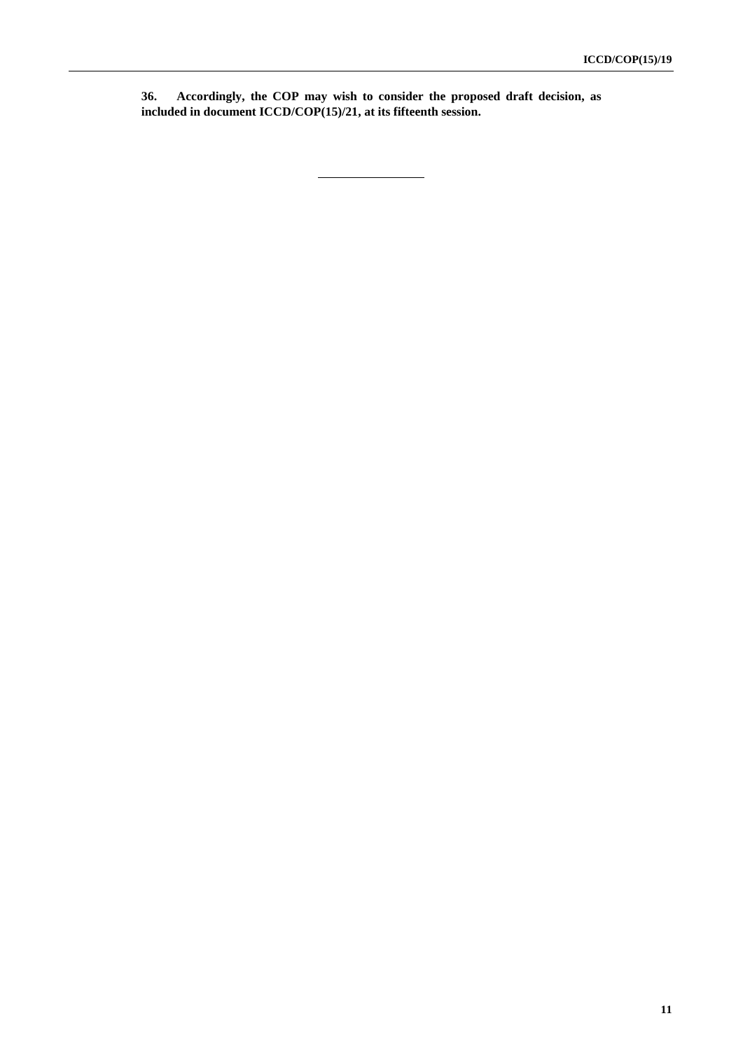**36. Accordingly, the COP may wish to consider the proposed draft decision, as included in document ICCD/COP(15)/21, at its fifteenth session.**